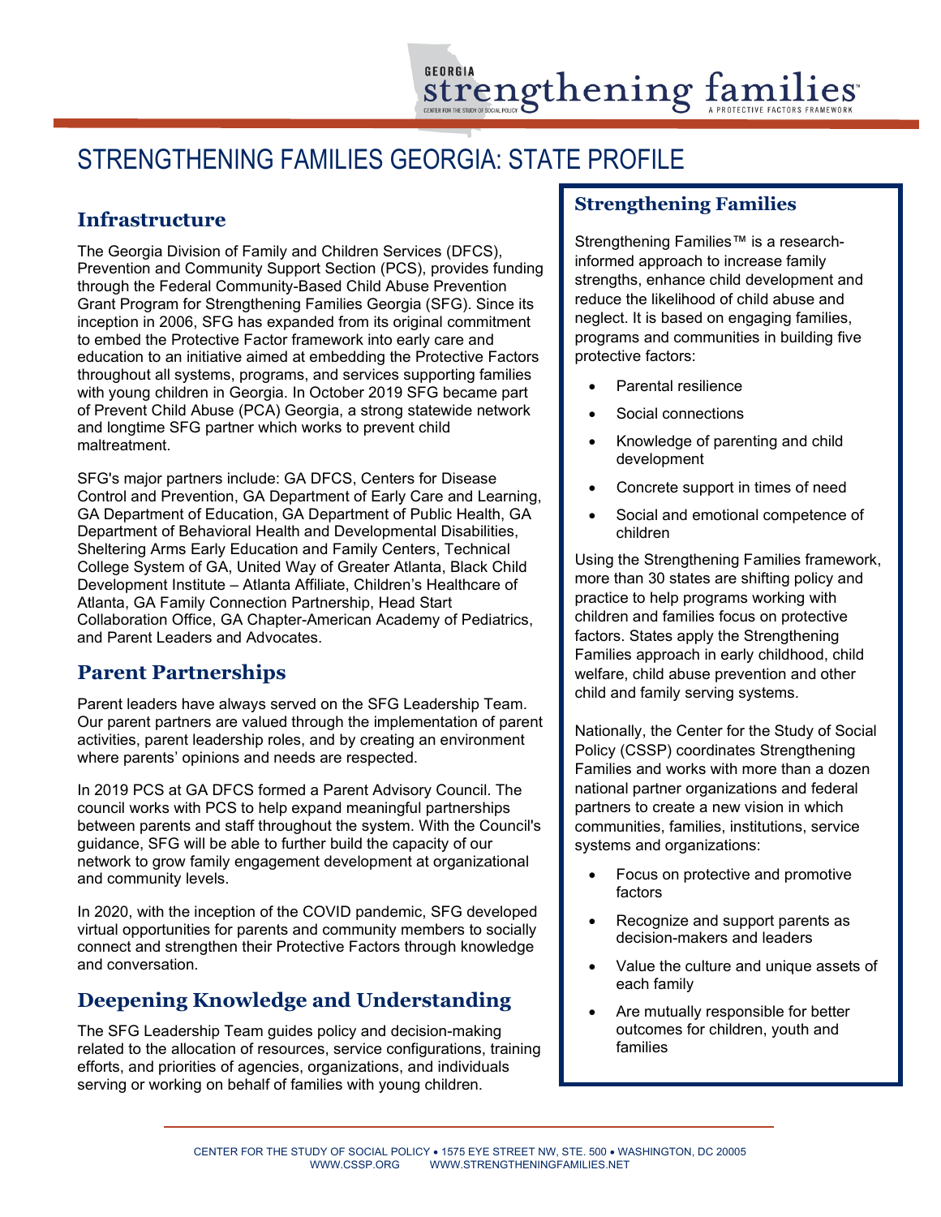# STRENGTHENING FAMILIES GEORGIA: STATE PROFILE

## Infrastructure

The Georgia Division of Family and Children Services (DFCS), Prevention and Community Support Section (PCS), provides funding through the Federal Community-Based Child Abuse Prevention Grant Program for Strengthening Families Georgia (SFG). Since its inception in 2006, SFG has expanded from its original commitment to embed the Protective Factor framework into early care and education to an initiative aimed at embedding the Protective Factors throughout all systems, programs, and services supporting families with young children in Georgia. In October 2019 SFG became part of Prevent Child Abuse (PCA) Georgia, a strong statewide network and longtime SFG partner which works to prevent child maltreatment.

SFG's major partners include: GA DFCS, Centers for Disease Control and Prevention, GA Department of Early Care and Learning, GA Department of Education, GA Department of Public Health, GA Department of Behavioral Health and Developmental Disabilities, Sheltering Arms Early Education and Family Centers, Technical College System of GA, United Way of Greater Atlanta, Black Child Development Institute – Atlanta Affiliate, Children's Healthcare of Atlanta, GA Family Connection Partnership, Head Start Collaboration Office, GA Chapter-American Academy of Pediatrics, and Parent Leaders and Advocates.

## Parent Partnerships

Parent leaders have always served on the SFG Leadership Team. Our parent partners are valued through the implementation of parent activities, parent leadership roles, and by creating an environment where parents' opinions and needs are respected.

In 2019 PCS at GA DFCS formed a Parent Advisory Council. The council works with PCS to help expand meaningful partnerships between parents and staff throughout the system. With the Council's guidance, SFG will be able to further build the capacity of our network to grow family engagement development at organizational and community levels.

In 2020, with the inception of the COVID pandemic, SFG developed virtual opportunities for parents and community members to socially connect and strengthen their Protective Factors through knowledge and conversation.

## Deepening Knowledge and Understanding

The SFG Leadership Team guides policy and decision-making related to the allocation of resources, service configurations, training efforts, and priorities of agencies, organizations, and individuals serving or working on behalf of families with young children.

## Strengthening Families

Strengthening Families™ is a research-informed approach to increase family strengths, enhance child development and reduce the likelihood of child abuse and neglect. It is based on engaging families, programs and communities in building five protective factors:

- Parental resilience
- Social connections
- Knowledge of parenting and child development
- Concrete support in times of need
- Social and emotional competence of children

Using the Strengthening Families framework, more than 30 states are shifting policy and practice to help programs working with children and families focus on protective factors. States apply the Strengthening Families approach in early childhood, child welfare, child abuse prevention and other child and family serving systems.

Nationally, the Center for the Study of Social Policy (CSSP) coordinates Strengthening Families and works with more than a dozen national partner organizations and federal partners to create a new vision in which communities, families, institutions, service systems and organizations:

- Focus on protective and promotive factors
- Recognize and support parents as decision-makers and leaders
- Value the culture and unique assets of each family
- Are mutually responsible for better outcomes for children, youth and families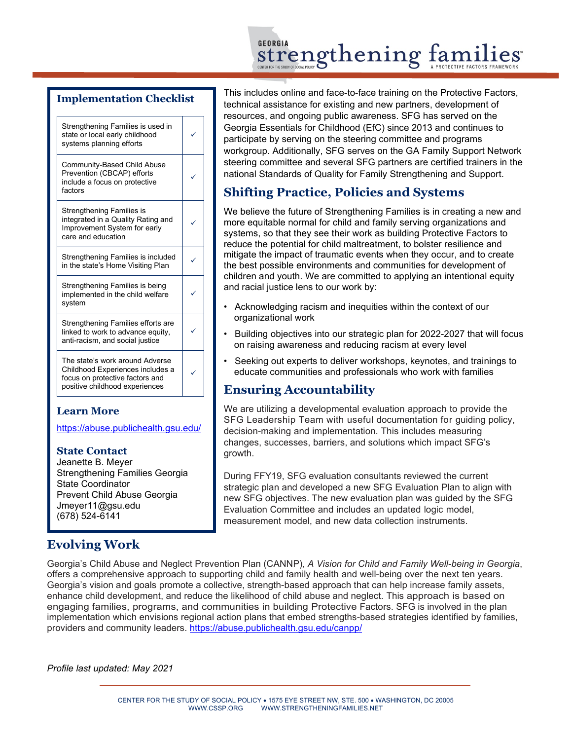## Implementation Checklist

| | |
|---|---|
| Strengthening Families is used in state or local early childhood systems planning efforts | ✓ |
| Community-Based Child Abuse Prevention (CBCAP) efforts include a focus on protective factors | ✓ |
| Strengthening Families is integrated in a Quality Rating and Improvement System for early care and education | ✓ |
| Strengthening Families is included in the state's Home Visiting Plan | ✓ |
| Strengthening Families is being implemented in the child welfare system | ✓ |
| Strengthening Families efforts are linked to work to advance equity, anti-racism, and social justice | ✓ |
| The state's work around Adverse Childhood Experiences includes a focus on protective factors and positive childhood experiences | ✓ |

### Learn More

https://abuse.publichealth.gsu.edu/

### State Contact

Jeanette B. Meyer
Strengthening Families Georgia
State Coordinator
Prevent Child Abuse Georgia
Jmeyer11@gsu.edu
(678) 524-6141

This includes online and face-to-face training on the Protective Factors, technical assistance for existing and new partners, development of resources, and ongoing public awareness. SFG has served on the Georgia Essentials for Childhood (EfC) since 2013 and continues to participate by serving on the steering committee and programs workgroup. Additionally, SFG serves on the GA Family Support Network steering committee and several SFG partners are certified trainers in the national Standards of Quality for Family Strengthening and Support.

## Shifting Practice, Policies and Systems

We believe the future of Strengthening Families is in creating a new and more equitable normal for child and family serving organizations and systems, so that they see their work as building Protective Factors to reduce the potential for child maltreatment, to bolster resilience and mitigate the impact of traumatic events when they occur, and to create the best possible environments and communities for development of children and youth. We are committed to applying an intentional equity and racial justice lens to our work by:

- Acknowledging racism and inequities within the context of our organizational work
- Building objectives into our strategic plan for 2022-2027 that will focus on raising awareness and reducing racism at every level
- Seeking out experts to deliver workshops, keynotes, and trainings to educate communities and professionals who work with families

## Ensuring Accountability

We are utilizing a developmental evaluation approach to provide the SFG Leadership Team with useful documentation for guiding policy, decision-making and implementation. This includes measuring changes, successes, barriers, and solutions which impact SFG's growth.

During FFY19, SFG evaluation consultants reviewed the current strategic plan and developed a new SFG Evaluation Plan to align with new SFG objectives. The new evaluation plan was guided by the SFG Evaluation Committee and includes an updated logic model, measurement model, and new data collection instruments.

## Evolving Work

Georgia's Child Abuse and Neglect Prevention Plan (CANNP)*, A Vision for Child and Family Well-being in Georgia*, offers a comprehensive approach to supporting child and family health and well-being over the next ten years. Georgia's vision and goals promote a collective, strength-based approach that can help increase family assets, enhance child development, and reduce the likelihood of child abuse and neglect. This approach is based on engaging families, programs, and communities in building Protective Factors. SFG is involved in the plan implementation which envisions regional action plans that embed strengths-based strategies identified by families, providers and community leaders. https://abuse.publichealth.gsu.edu/canpp/

*Profile last updated: May 2021*